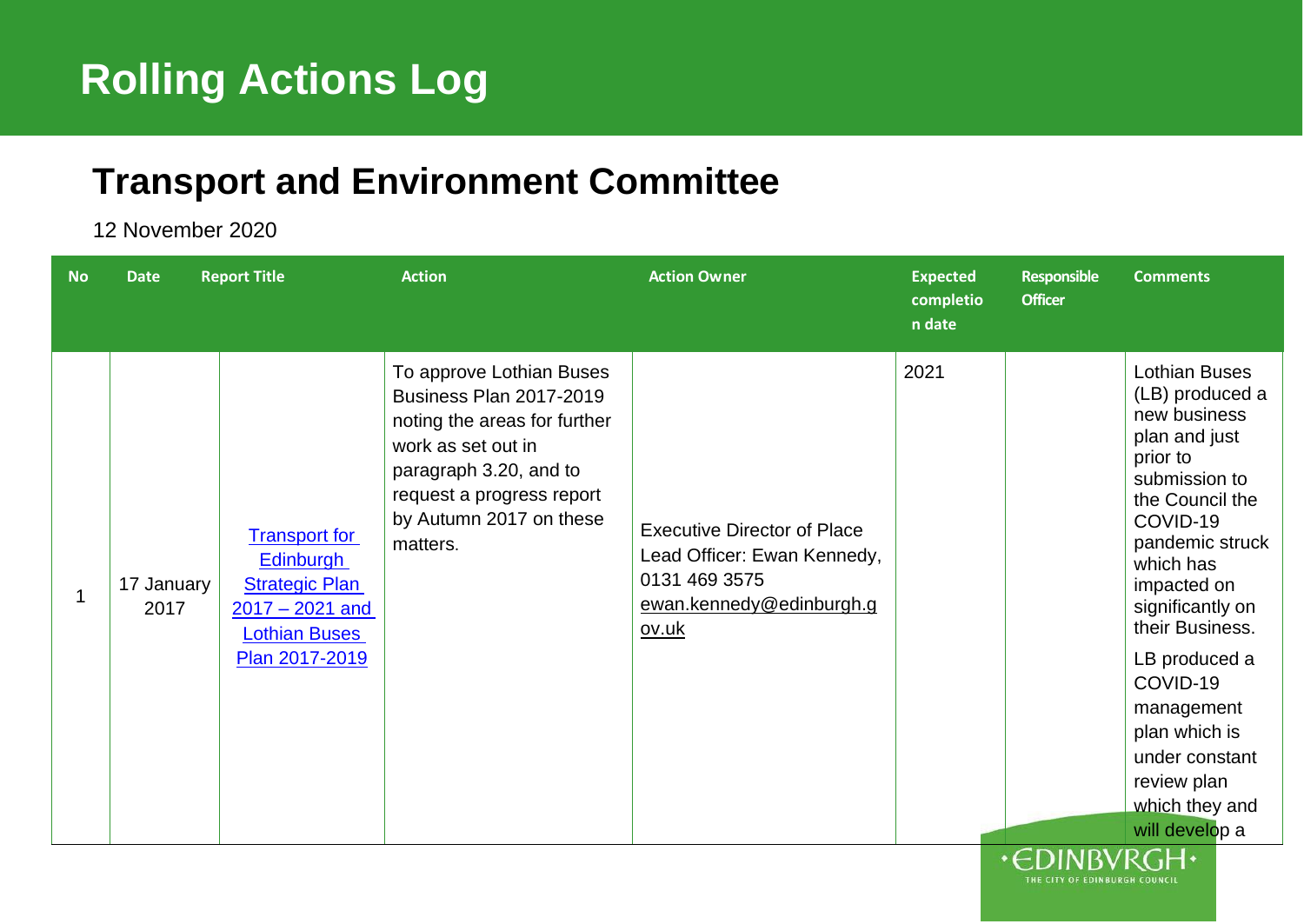# Rolling Actions Log

## Transport and Environment Committee

12 November 2020

| No | Date | Report Title | Action | Action Owner | Expected completion date | Responsible Officer | Comments |
|---|---|---|---|---|---|---|---|
| 1 | 17 January 2017 | Transport for Edinburgh Strategic Plan 2017 – 2021 and Lothian Buses Plan 2017-2019 | To approve Lothian Buses Business Plan 2017-2019 noting the areas for further work as set out in paragraph 3.20, and to request a progress report by Autumn 2017 on these matters. | Executive Director of Place<br>Lead Officer: Ewan Kennedy, 0131 469 3575<br>ewan.kennedy@edinburgh.gov.uk | 2021 | | Lothian Buses (LB) produced a new business plan and just prior to submission to the Council the COVID-19 pandemic struck which has impacted on significantly on their Business.<br>LB produced a COVID-19 management plan which is under constant review plan which they and will develop a |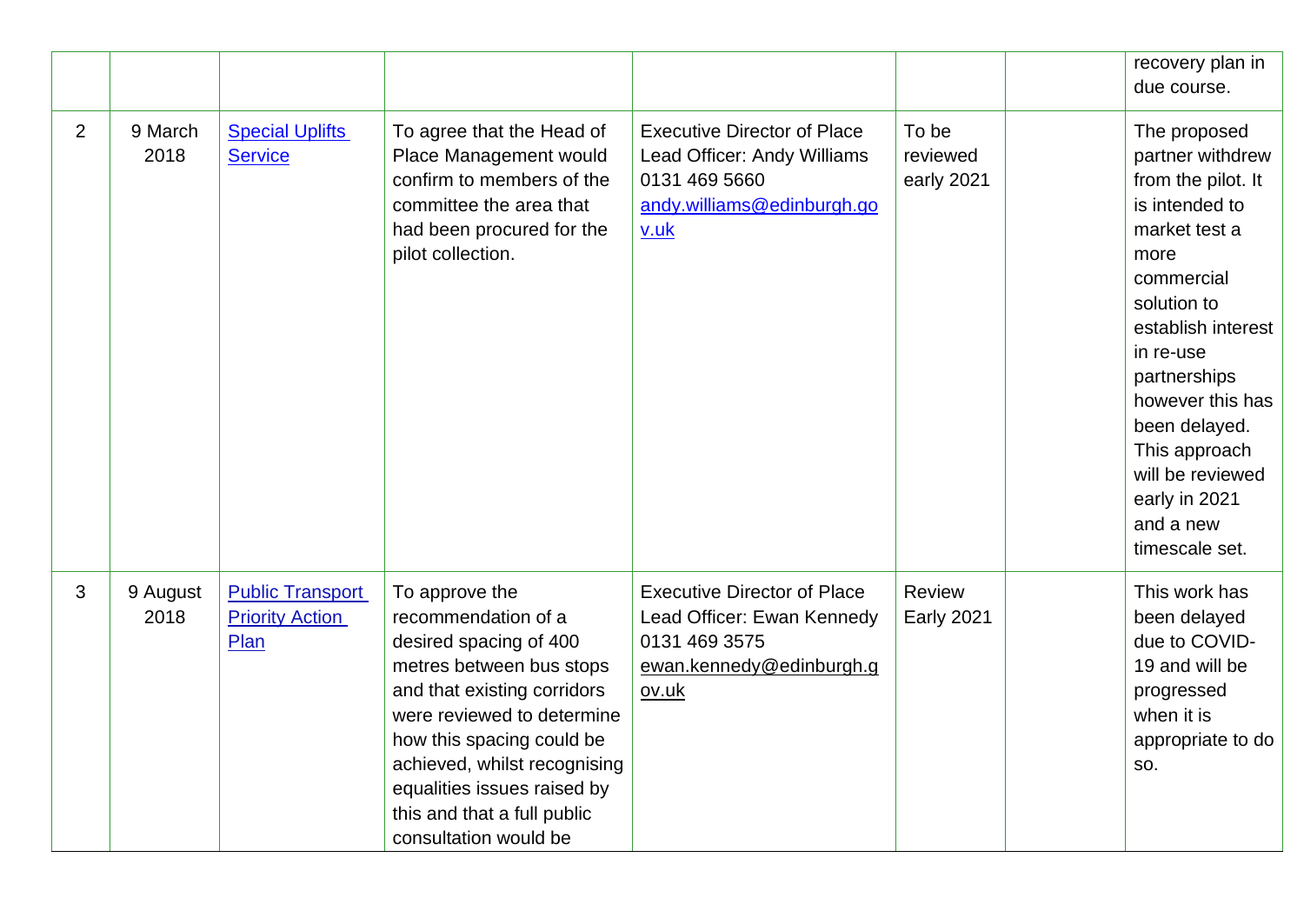| | | | | | | | |
|---|---|---|---|---|---|---|---|
| | | | | | | | recovery plan in due course. |
| 2 | 9 March 2018 | [Special Uplifts Service]() | To agree that the Head of Place Management would confirm to members of the committee the area that had been procured for the pilot collection. | Executive Director of Place<br>Lead Officer: Andy Williams<br>0131 469 5660<br>[andy.williams@edinburgh.gov.uk](mailto:andy.williams@edinburgh.gov.uk) | To be reviewed early 2021 | | The proposed partner withdrew from the pilot. It is intended to market test a more commercial solution to establish interest in re-use partnerships however this has been delayed. This approach will be reviewed early in 2021 and a new timescale set. |
| 3 | 9 August 2018 | [Public Transport Priority Action Plan]() | To approve the recommendation of a desired spacing of 400 metres between bus stops and that existing corridors were reviewed to determine how this spacing could be achieved, whilst recognising equalities issues raised by this and that a full public consultation would be | Executive Director of Place<br>Lead Officer: Ewan Kennedy<br>0131 469 3575<br>ewan.kennedy@edinburgh.gov.uk | Review Early 2021 | | This work has been delayed due to COVID-19 and will be progressed when it is appropriate to do so. |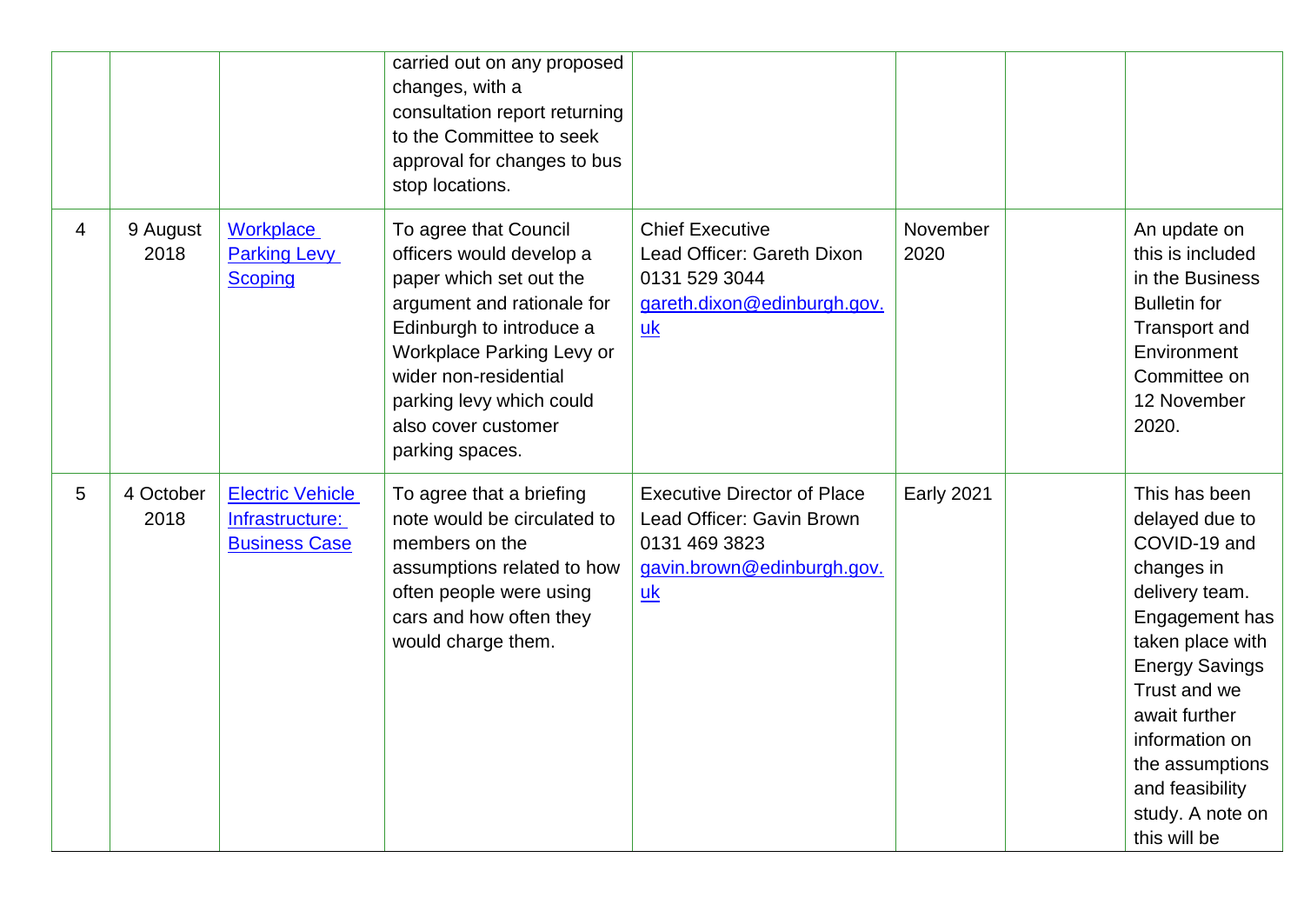| | | | | | | | |
|---|---|---|---|---|---|---|---|
| | | | carried out on any proposed changes, with a consultation report returning to the Committee to seek approval for changes to bus stop locations. | | | | |
| 4 | 9 August 2018 | [Workplace Parking Levy Scoping]() | To agree that Council officers would develop a paper which set out the argument and rationale for Edinburgh to introduce a Workplace Parking Levy or wider non-residential parking levy which could also cover customer parking spaces. | Chief Executive<br>Lead Officer: Gareth Dixon<br>0131 529 3044<br>[gareth.dixon@edinburgh.gov.uk](mailto:gareth.dixon@edinburgh.gov.uk) | November 2020 | | An update on this is included in the Business Bulletin for Transport and Environment Committee on 12 November 2020. |
| 5 | 4 October 2018 | [Electric Vehicle Infrastructure: Business Case]() | To agree that a briefing note would be circulated to members on the assumptions related to how often people were using cars and how often they would charge them. | Executive Director of Place<br>Lead Officer: Gavin Brown<br>0131 469 3823<br>[gavin.brown@edinburgh.gov.uk](mailto:gavin.brown@edinburgh.gov.uk) | Early 2021 | | This has been delayed due to COVID-19 and changes in delivery team. Engagement has taken place with Energy Savings Trust and we await further information on the assumptions and feasibility study. A note on this will be |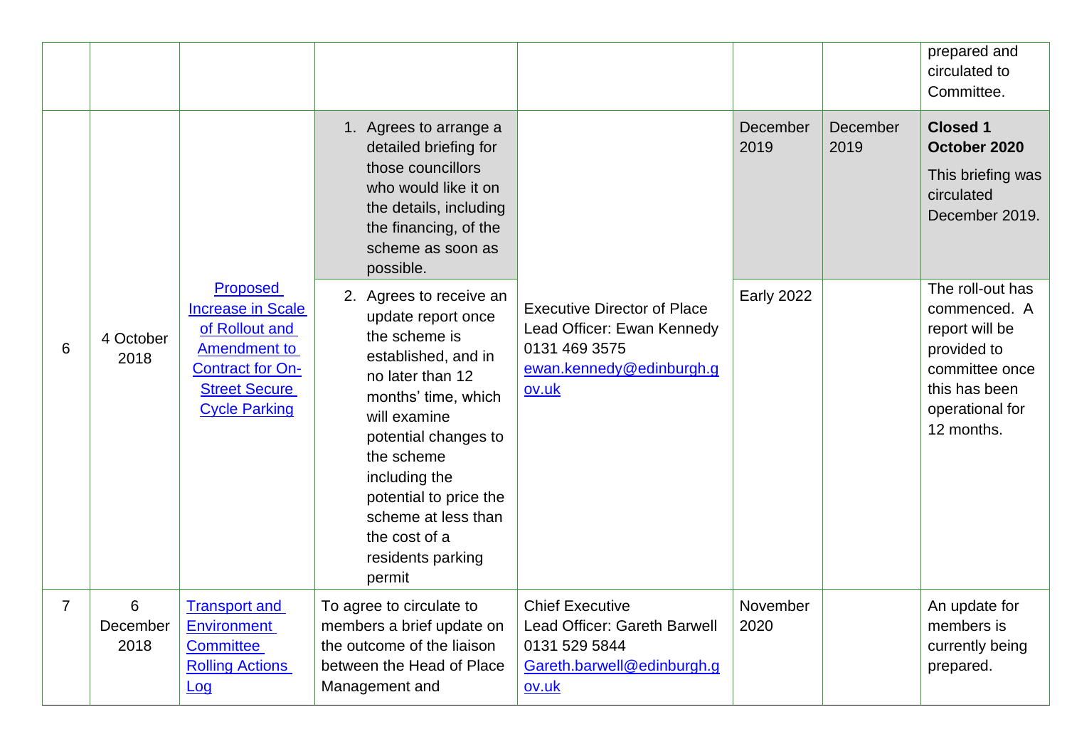| | | | | | | | |
|---|---|---|---|---|---|---|---|
| | | | | | | | prepared and circulated to Committee. |
| 6 | 4 October 2018 | [Proposed Increase in Scale of Rollout and Amendment to Contract for On-Street Secure Cycle Parking]() | 1. Agrees to arrange a detailed briefing for those councillors who would like it on the details, including the financing, of the scheme as soon as possible. | Executive Director of Place<br>Lead Officer: Ewan Kennedy<br>0131 469 3575<br>[ewan.kennedy@edinburgh.gov.uk](mailto:ewan.kennedy@edinburgh.gov.uk) | December 2019 | December 2019 | **Closed 1 October 2020**<br>This briefing was circulated December 2019. |
| | | | 2. Agrees to receive an update report once the scheme is established, and in no later than 12 months' time, which will examine potential changes to the scheme including the potential to price the scheme at less than the cost of a residents parking permit | | Early 2022 | | The roll-out has commenced. A report will be provided to committee once this has been operational for 12 months. |
| 7 | 6 December 2018 | [Transport and Environment Committee Rolling Actions Log]() | To agree to circulate to members a brief update on the outcome of the liaison between the Head of Place Management and | Chief Executive<br>Lead Officer: Gareth Barwell<br>0131 529 5844<br>[Gareth.barwell@edinburgh.gov.uk](mailto:Gareth.barwell@edinburgh.gov.uk) | November 2020 | | An update for members is currently being prepared. |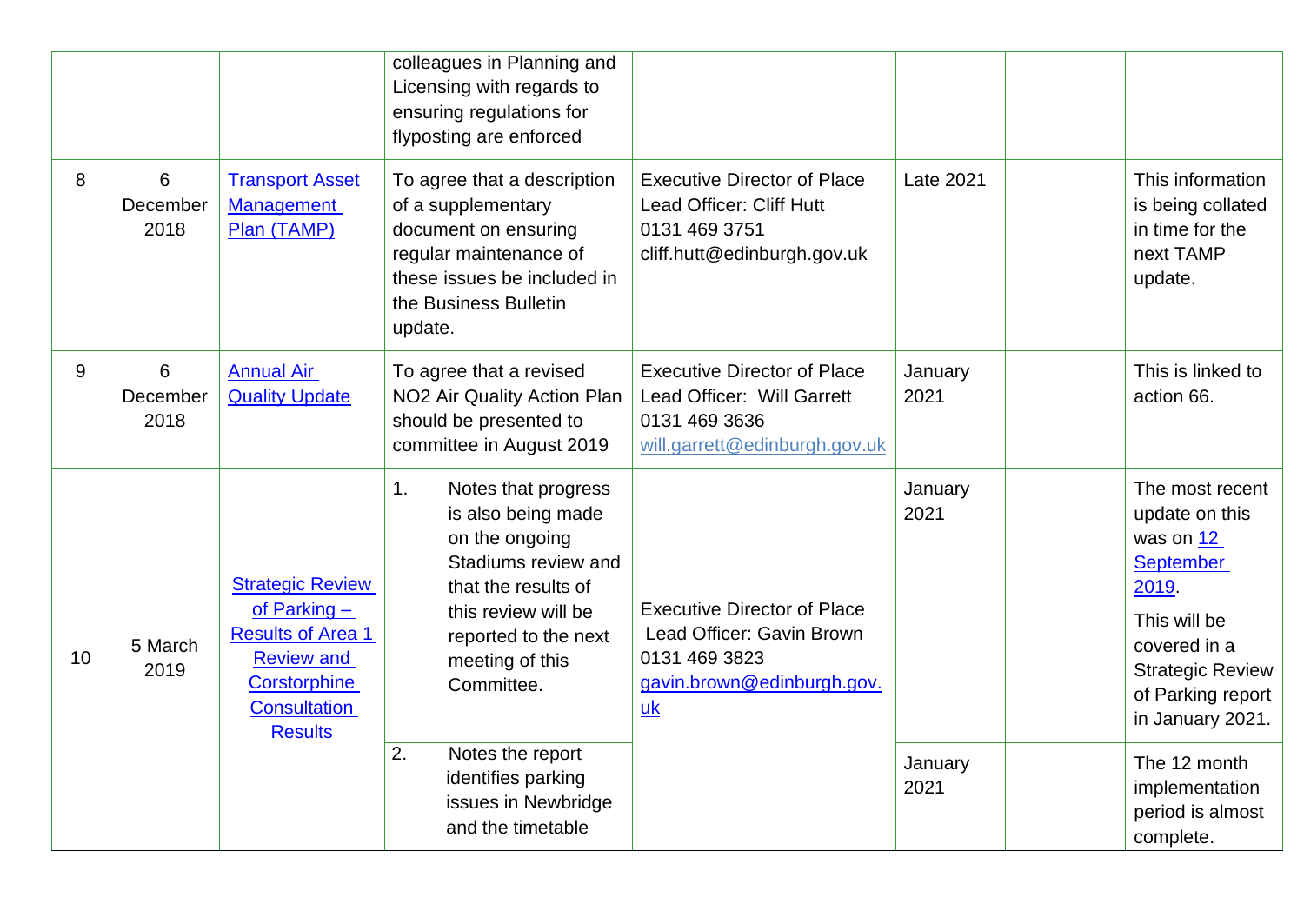| | | | | | | | |
|---|---|---|---|---|---|---|---|
| | | | colleagues in Planning and Licensing with regards to ensuring regulations for flyposting are enforced | | | | |
| 8 | 6 December 2018 | Transport Asset Management Plan (TAMP) | To agree that a description of a supplementary document on ensuring regular maintenance of these issues be included in the Business Bulletin update. | Executive Director of Place<br>Lead Officer: Cliff Hutt<br>0131 469 3751<br>cliff.hutt@edinburgh.gov.uk | Late 2021 | | This information is being collated in time for the next TAMP update. |
| 9 | 6 December 2018 | Annual Air Quality Update | To agree that a revised NO2 Air Quality Action Plan should be presented to committee in August 2019 | Executive Director of Place<br>Lead Officer: Will Garrett<br>0131 469 3636<br>will.garrett@edinburgh.gov.uk | January 2021 | | This is linked to action 66. |
| 10 | 5 March 2019 | Strategic Review of Parking – Results of Area 1 Review and Corstorphine Consultation Results | 1. Notes that progress is also being made on the ongoing Stadiums review and that the results of this review will be reported to the next meeting of this Committee. | Executive Director of Place<br>Lead Officer: Gavin Brown<br>0131 469 3823<br>gavin.brown@edinburgh.gov.uk | January 2021 | | The most recent update on this was on 12 September 2019.<br>This will be covered in a Strategic Review of Parking report in January 2021. |
| | | | 2. Notes the report identifies parking issues in Newbridge and the timetable | | January 2021 | | The 12 month implementation period is almost complete. |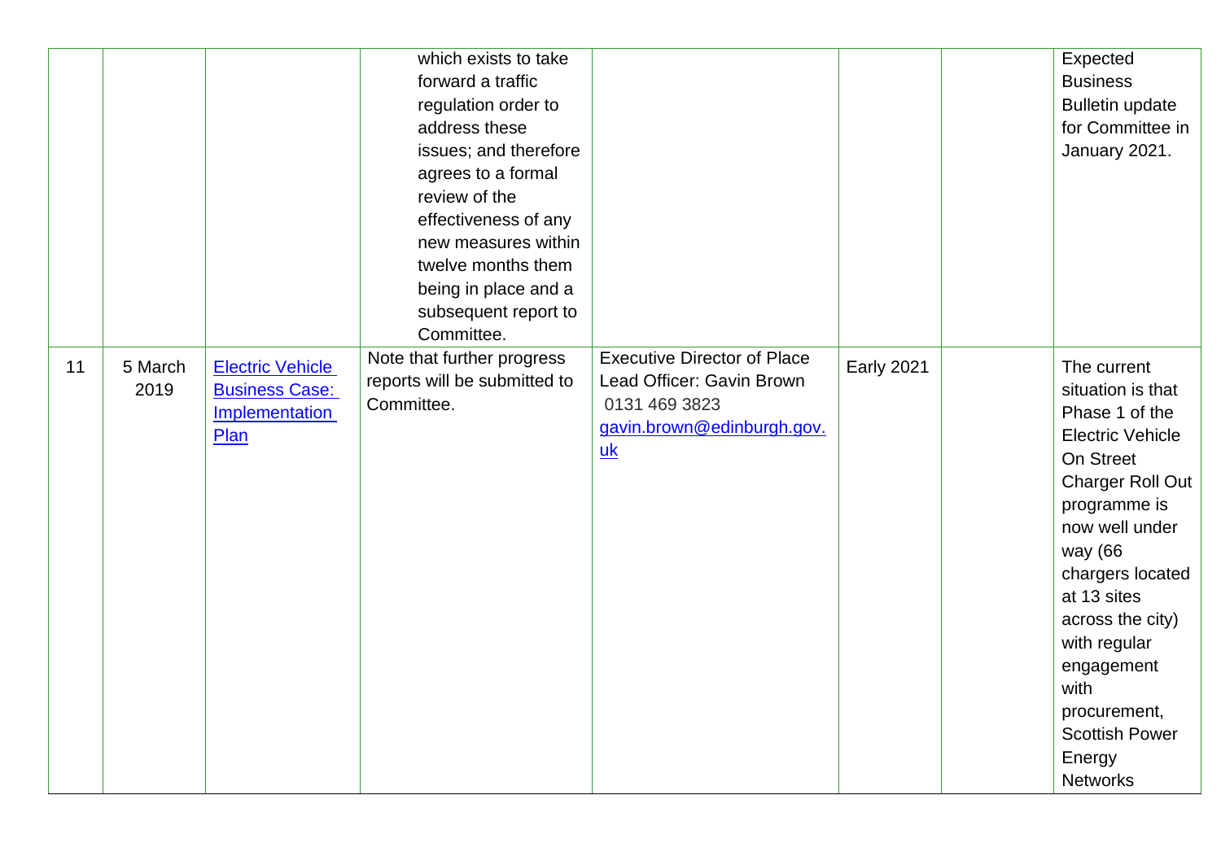|  |  |  |  |  |  |  |  |
|---|---|---|---|---|---|---|---|
|  |  |  | which exists to take forward a traffic regulation order to address these issues; and therefore agrees to a formal review of the effectiveness of any new measures within twelve months them being in place and a subsequent report to Committee. |  |  |  | Expected Business Bulletin update for Committee in January 2021. |
| 11 | 5 March 2019 | Electric Vehicle Business Case: Implementation Plan | Note that further progress reports will be submitted to Committee. | Executive Director of Place Lead Officer: Gavin Brown 0131 469 3823 gavin.brown@edinburgh.gov.uk | Early 2021 |  | The current situation is that Phase 1 of the Electric Vehicle On Street Charger Roll Out programme is now well under way (66 chargers located at 13 sites across the city) with regular engagement with procurement, Scottish Power Energy Networks |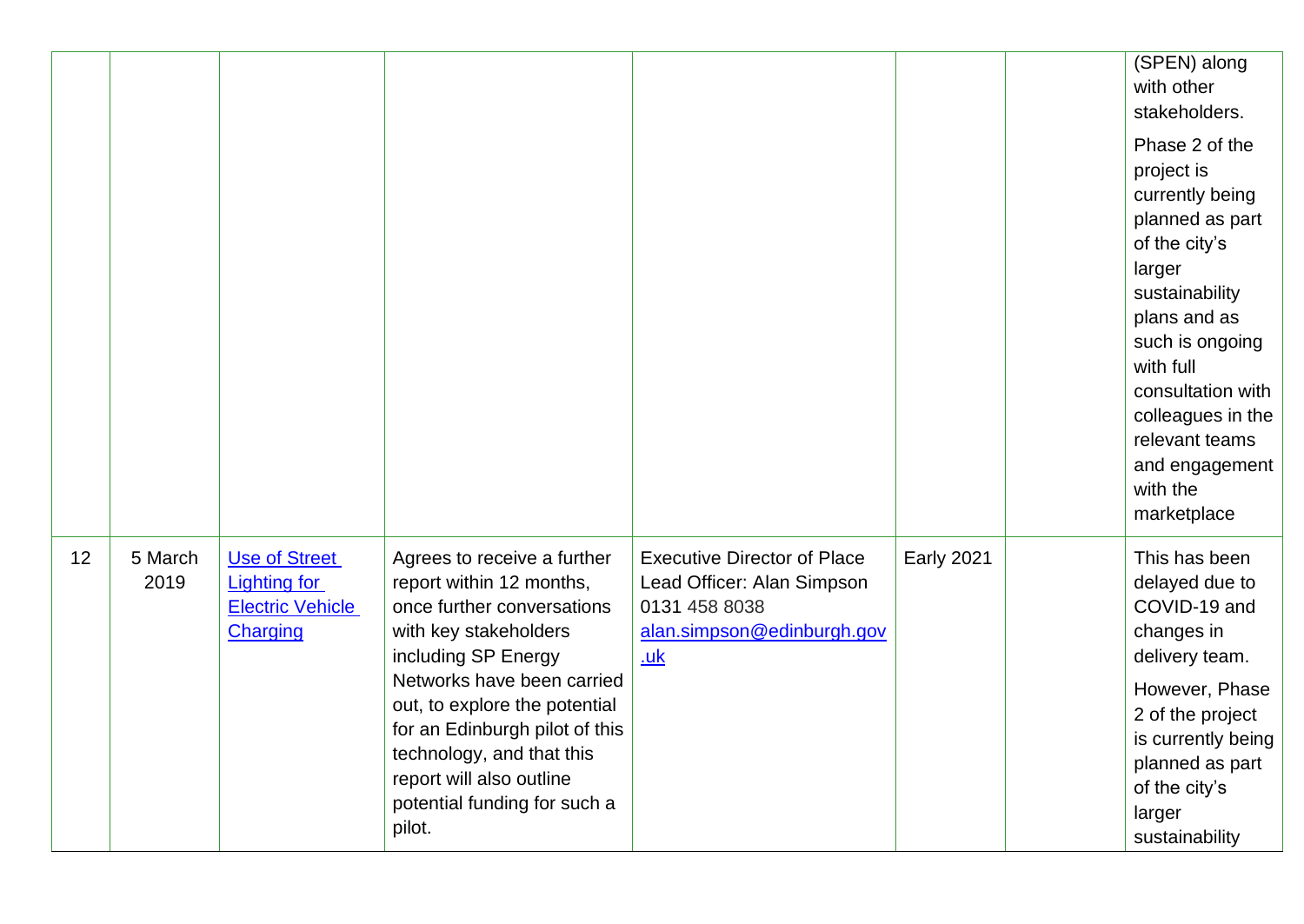| | | | | | | | |
|---|---|---|---|---|---|---|---|
| | | | | | | | (SPEN) along with other stakeholders.<br><br>Phase 2 of the project is currently being planned as part of the city's larger sustainability plans and as such is ongoing with full consultation with colleagues in the relevant teams and engagement with the marketplace |
| 12 | 5 March 2019 | [Use of Street Lighting for Electric Vehicle Charging]() | Agrees to receive a further report within 12 months, once further conversations with key stakeholders including SP Energy Networks have been carried out, to explore the potential for an Edinburgh pilot of this technology, and that this report will also outline potential funding for such a pilot. | Executive Director of Place<br>Lead Officer: Alan Simpson<br>0131 458 8038<br>[alan.simpson@edinburgh.gov.uk](mailto:alan.simpson@edinburgh.gov.uk) | Early 2021 | | This has been delayed due to COVID-19 and changes in delivery team.<br><br>However, Phase 2 of the project is currently being planned as part of the city's larger sustainability |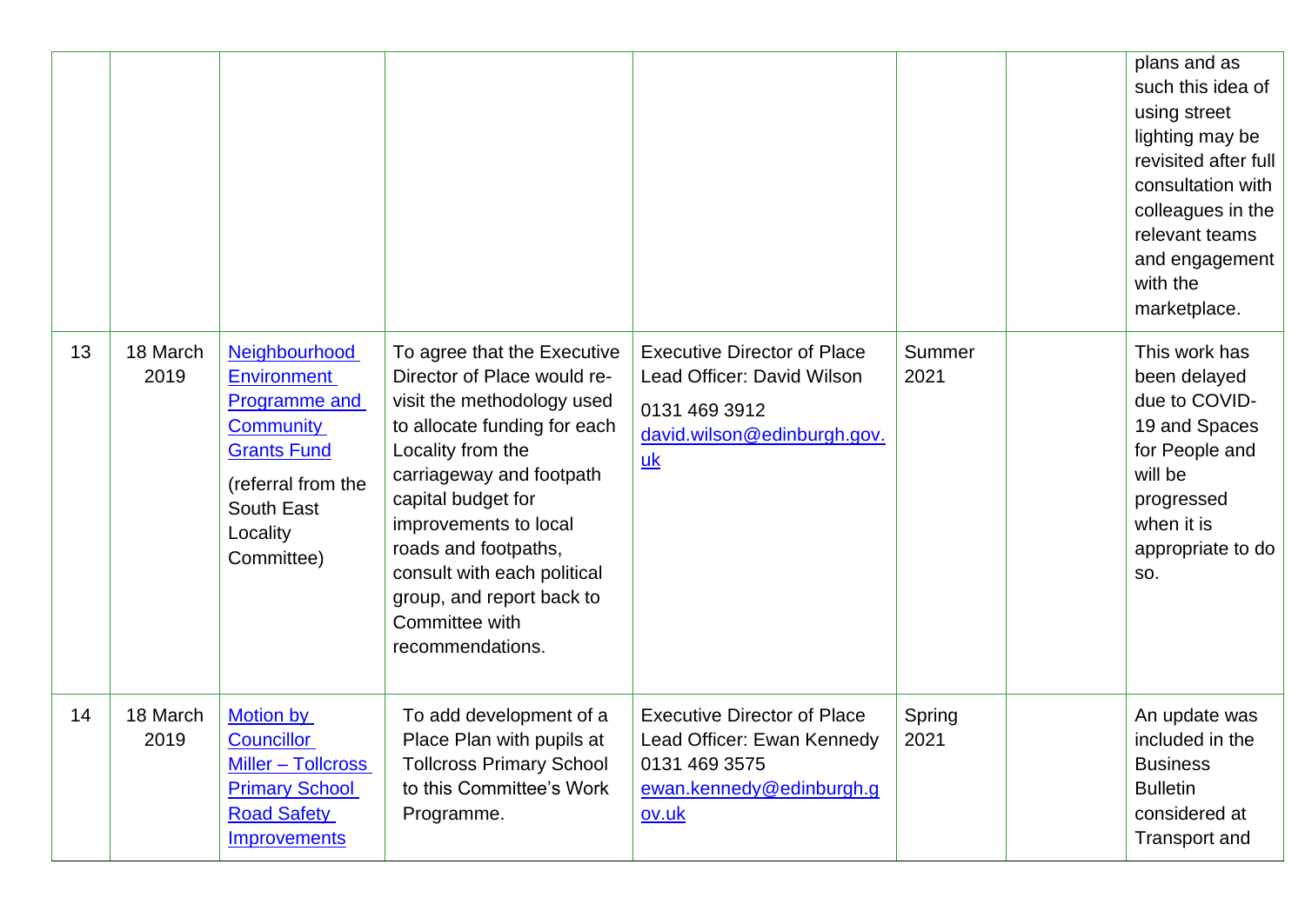| | | | | | | | |
|---|---|---|---|---|---|---|---|
| | | | | | | | plans and as such this idea of using street lighting may be revisited after full consultation with colleagues in the relevant teams and engagement with the marketplace. |
| 13 | 18 March 2019 | Neighbourhood Environment Programme and Community Grants Fund (referral from the South East Locality Committee) | To agree that the Executive Director of Place would re-visit the methodology used to allocate funding for each Locality from the carriageway and footpath capital budget for improvements to local roads and footpaths, consult with each political group, and report back to Committee with recommendations. | Executive Director of Place Lead Officer: David Wilson 0131 469 3912 david.wilson@edinburgh.gov.uk | Summer 2021 | | This work has been delayed due to COVID-19 and Spaces for People and will be progressed when it is appropriate to do so. |
| 14 | 18 March 2019 | Motion by Councillor Miller – Tollcross Primary School Road Safety Improvements | To add development of a Place Plan with pupils at Tollcross Primary School to this Committee's Work Programme. | Executive Director of Place Lead Officer: Ewan Kennedy 0131 469 3575 ewan.kennedy@edinburgh.gov.uk | Spring 2021 | | An update was included in the Business Bulletin considered at Transport and |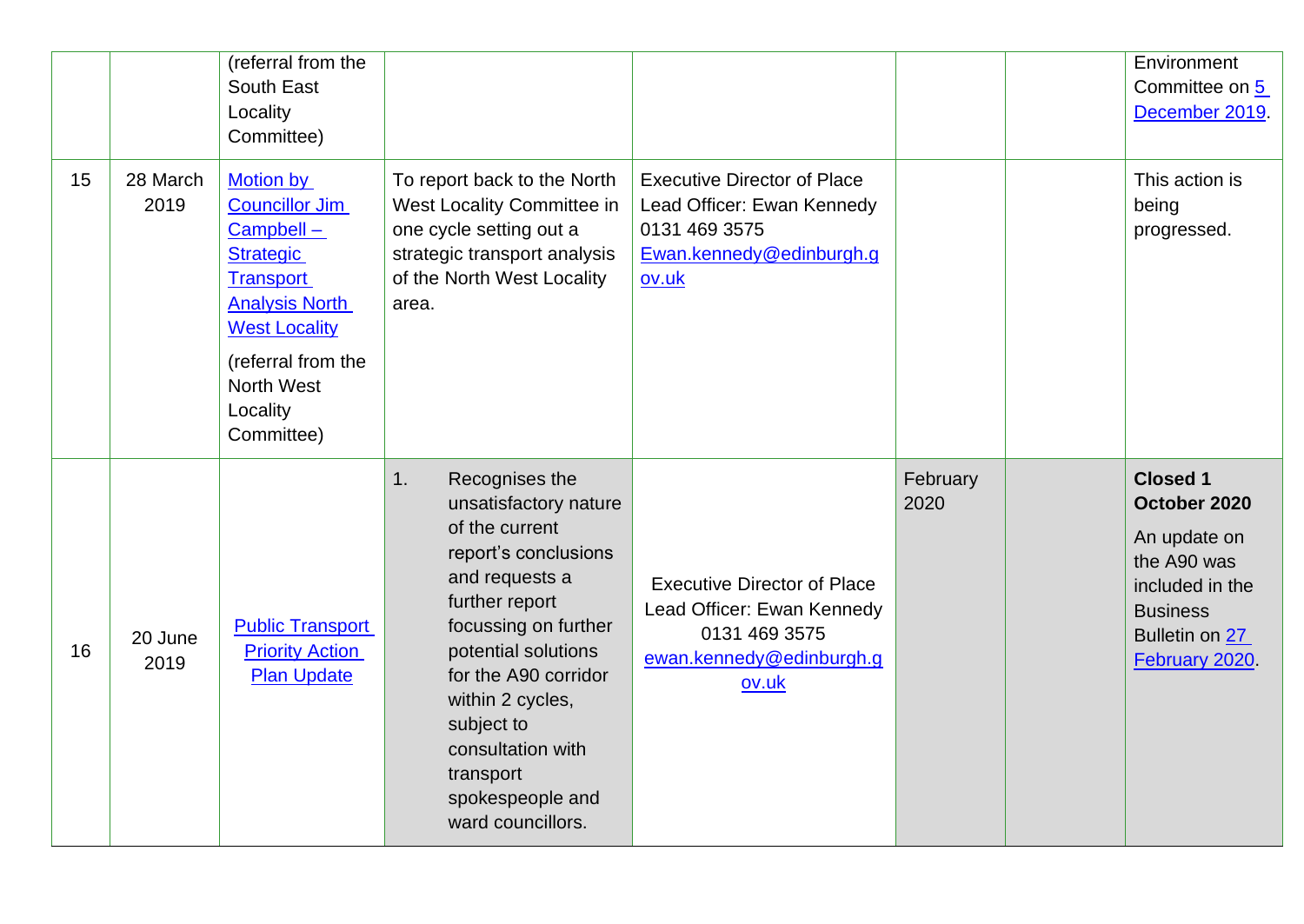| | | | | | | | |
|---|---|---|---|---|---|---|---|
| | | (referral from the South East Locality Committee) | | | | | Environment Committee on 5 December 2019. |
| 15 | 28 March 2019 | Motion by Councillor Jim Campbell – Strategic Transport Analysis North West Locality<br><br>(referral from the North West Locality Committee) | To report back to the North West Locality Committee in one cycle setting out a strategic transport analysis of the North West Locality area. | Executive Director of Place<br>Lead Officer: Ewan Kennedy<br>0131 469 3575<br>Ewan.kennedy@edinburgh.gov.uk | | | This action is being progressed. |
| 16 | 20 June 2019 | Public Transport Priority Action Plan Update | 1. Recognises the unsatisfactory nature of the current report's conclusions and requests a further report focussing on further potential solutions for the A90 corridor within 2 cycles, subject to consultation with transport spokespeople and ward councillors. | Executive Director of Place<br>Lead Officer: Ewan Kennedy<br>0131 469 3575<br>ewan.kennedy@edinburgh.gov.uk | February 2020 | | **Closed 1 October 2020**<br><br>An update on the A90 was included in the Business Bulletin on 27 February 2020. |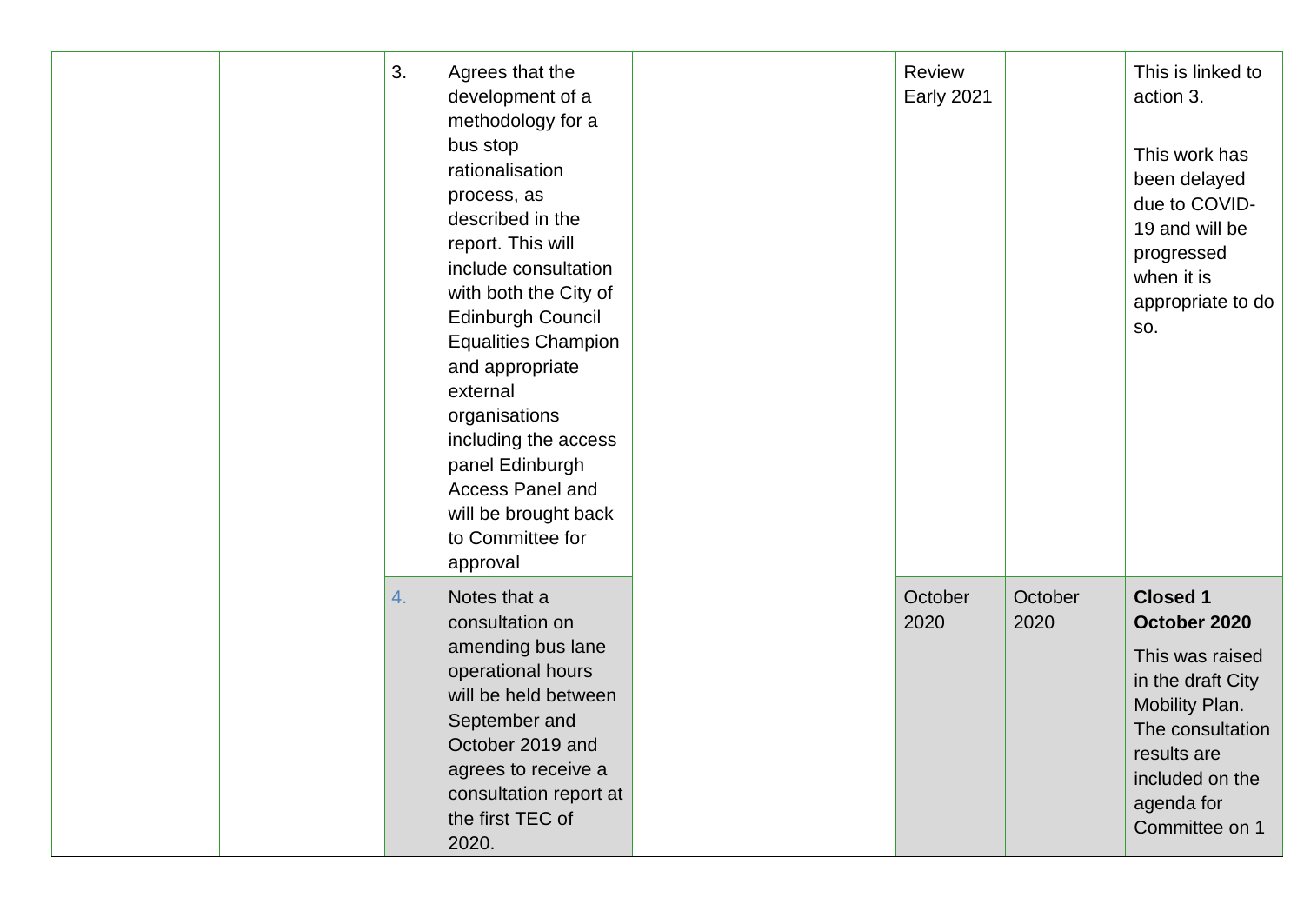| | | | | | | | |
|---|---|---|---|---|---|---|---|
| | | | 3. Agrees that the development of a methodology for a bus stop rationalisation process, as described in the report. This will include consultation with both the City of Edinburgh Council Equalities Champion and appropriate external organisations including the access panel Edinburgh Access Panel and will be brought back to Committee for approval | | Review Early 2021 | | This is linked to action 3.<br><br>This work has been delayed due to COVID-19 and will be progressed when it is appropriate to do so. |
| | | | 4. Notes that a consultation on amending bus lane operational hours will be held between September and October 2019 and agrees to receive a consultation report at the first TEC of 2020. | | October 2020 | October 2020 | **Closed 1 October 2020**<br><br>This was raised in the draft City Mobility Plan. The consultation results are included on the agenda for Committee on 1 |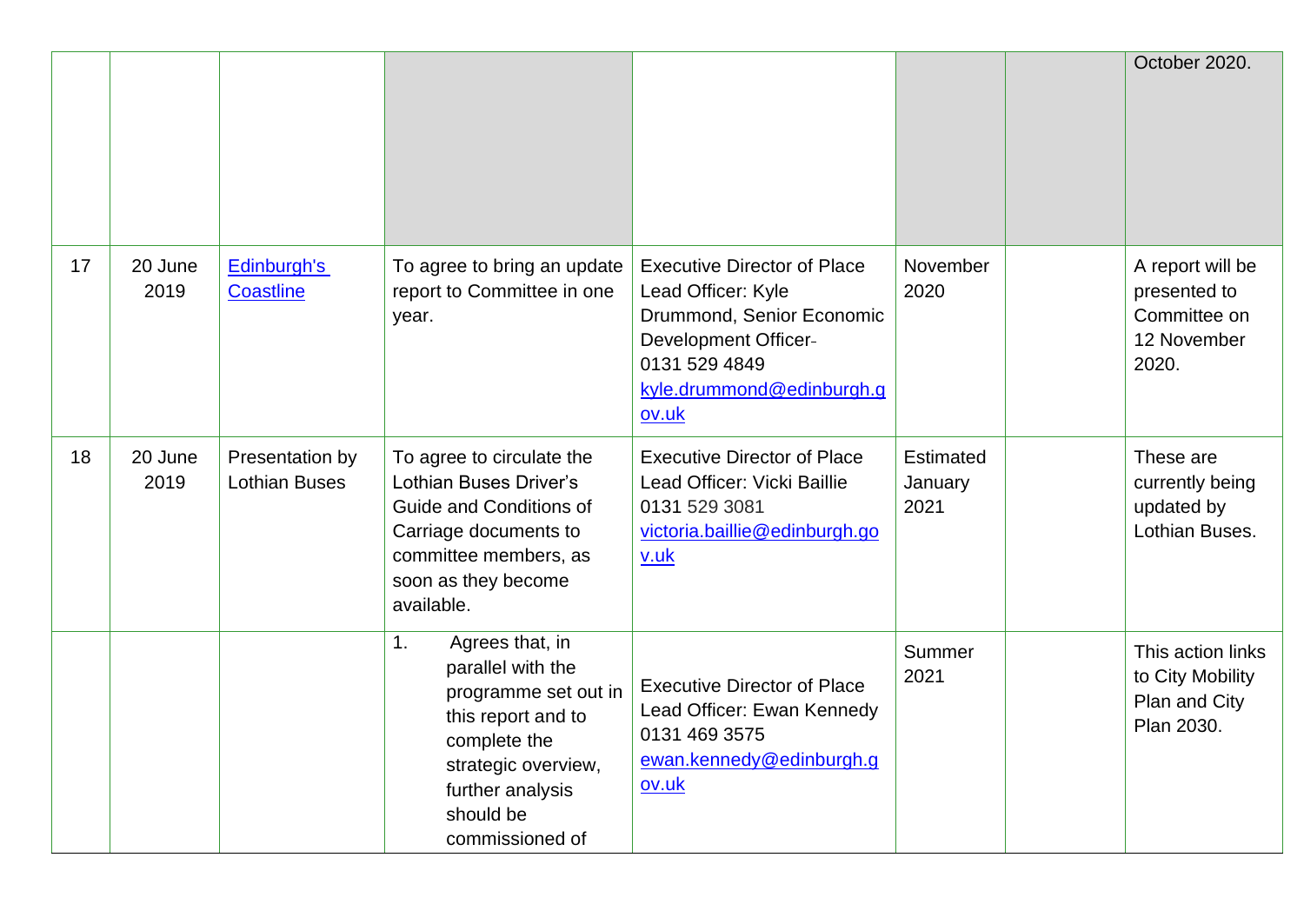| | | | | | | | |
|---|---|---|---|---|---|---|---|
| | | | | | | | October 2020. |
| 17 | 20 June 2019 | Edinburgh's Coastline | To agree to bring an update report to Committee in one year. | Executive Director of Place Lead Officer: Kyle Drummond, Senior Economic Development Officer-0131 529 4849 kyle.drummond@edinburgh.gov.uk | November 2020 | | A report will be presented to Committee on 12 November 2020. |
| 18 | 20 June 2019 | Presentation by Lothian Buses | To agree to circulate the Lothian Buses Driver's Guide and Conditions of Carriage documents to committee members, as soon as they become available. | Executive Director of Place Lead Officer: Vicki Baillie 0131 529 3081 victoria.baillie@edinburgh.gov.uk | Estimated January 2021 | | These are currently being updated by Lothian Buses. |
| | | | 1. Agrees that, in parallel with the programme set out in this report and to complete the strategic overview, further analysis should be commissioned of | Executive Director of Place Lead Officer: Ewan Kennedy 0131 469 3575 ewan.kennedy@edinburgh.gov.uk | Summer 2021 | | This action links to City Mobility Plan and City Plan 2030. |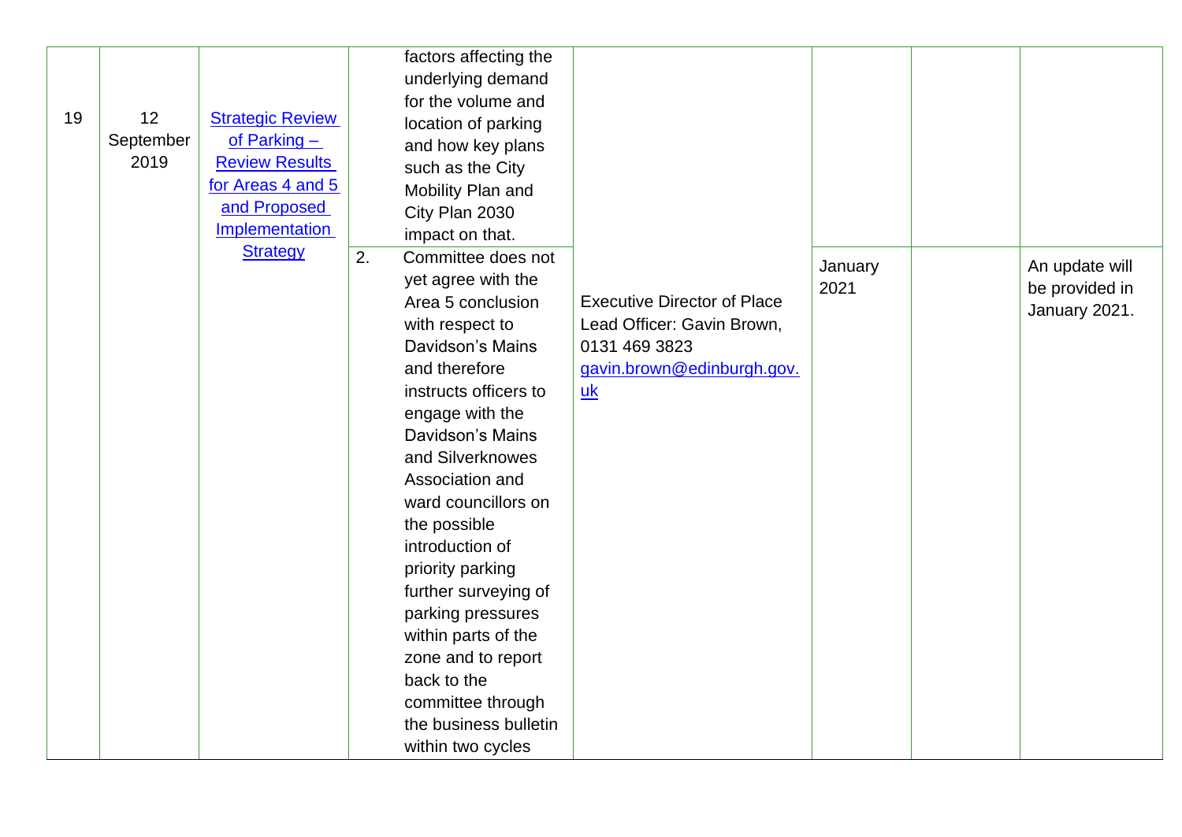| | | | | | | | |
|---|---|---|---|---|---|---|---|
| 19 | 12 September 2019 | [Strategic Review of Parking – Review Results for Areas 4 and 5 and Proposed Implementation Strategy]() | factors affecting the underlying demand for the volume and location of parking and how key plans such as the City Mobility Plan and City Plan 2030 impact on that. | | | | |
| | | | 2. Committee does not yet agree with the Area 5 conclusion with respect to Davidson's Mains and therefore instructs officers to engage with the Davidson's Mains and Silverknowes Association and ward councillors on the possible introduction of priority parking further surveying of parking pressures within parts of the zone and to report back to the committee through the business bulletin within two cycles | Executive Director of Place<br>Lead Officer: Gavin Brown, 0131 469 3823<br>[gavin.brown@edinburgh.gov.uk](mailto:gavin.brown@edinburgh.gov.uk) | January 2021 | | An update will be provided in January 2021. |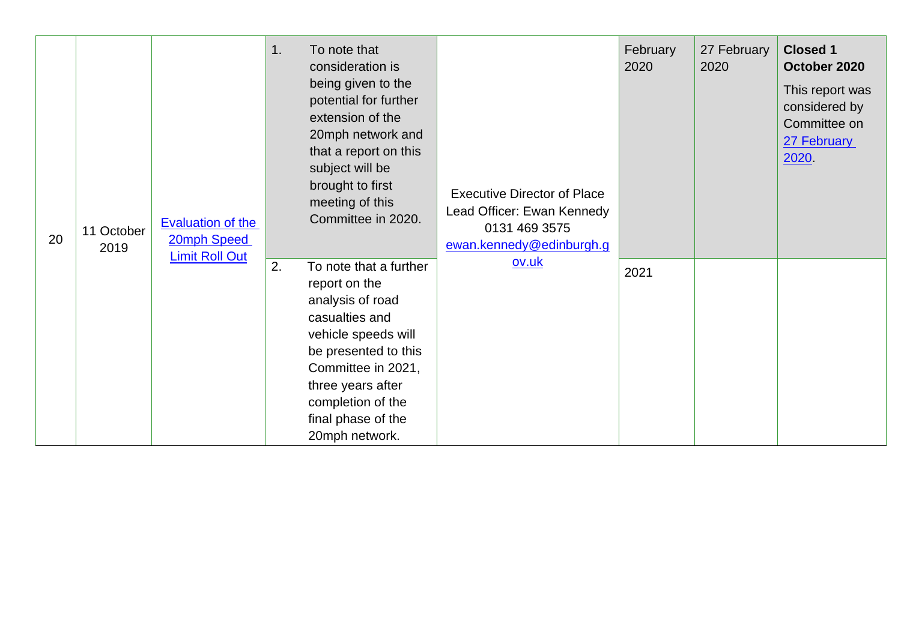| 20 | 11 October 2019 | [Evaluation of the 20mph Speed Limit Roll Out]() | 1. To note that consideration is being given to the potential for further extension of the 20mph network and that a report on this subject will be brought to first meeting of this Committee in 2020. | Executive Director of Place<br>Lead Officer: Ewan Kennedy<br>0131 469 3575<br>[ewan.kennedy@edinburgh.gov.uk](mailto:ewan.kennedy@edinburgh.gov.uk) | February 2020 | 27 February 2020 | **Closed 1 October 2020**<br>This report was considered by Committee on [27 February 2020](). |
|---|---|---|---|---|---|---|---|
| | | | 2. To note that a further report on the analysis of road casualties and vehicle speeds will be presented to this Committee in 2021, three years after completion of the final phase of the 20mph network. | | 2021 | | |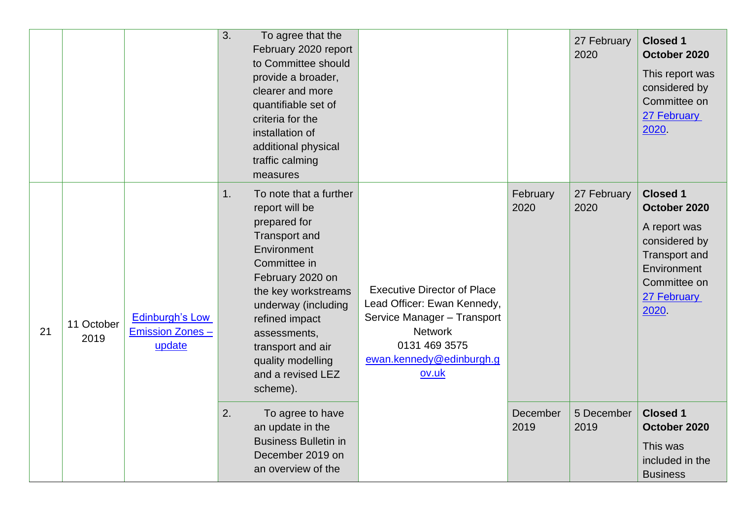| | | | | | | | |
|---|---|---|---|---|---|---|---|
| | | | 3. To agree that the February 2020 report to Committee should provide a broader, clearer and more quantifiable set of criteria for the installation of additional physical traffic calming measures | | | 27 February 2020 | **Closed 1 October 2020** This report was considered by Committee on 27 February 2020. |
| 21 | 11 October 2019 | Edinburgh's Low Emission Zones – update | 1. To note that a further report will be prepared for Transport and Environment Committee in February 2020 on the key workstreams underway (including refined impact assessments, transport and air quality modelling and a revised LEZ scheme). | Executive Director of Place Lead Officer: Ewan Kennedy, Service Manager – Transport Network 0131 469 3575 ewan.kennedy@edinburgh.gov.uk | February 2020 | 27 February 2020 | **Closed 1 October 2020** A report was considered by Transport and Environment Committee on 27 February 2020. |
| | | | 2. To agree to have an update in the Business Bulletin in December 2019 on an overview of the | | December 2019 | 5 December 2019 | **Closed 1 October 2020** This was included in the Business |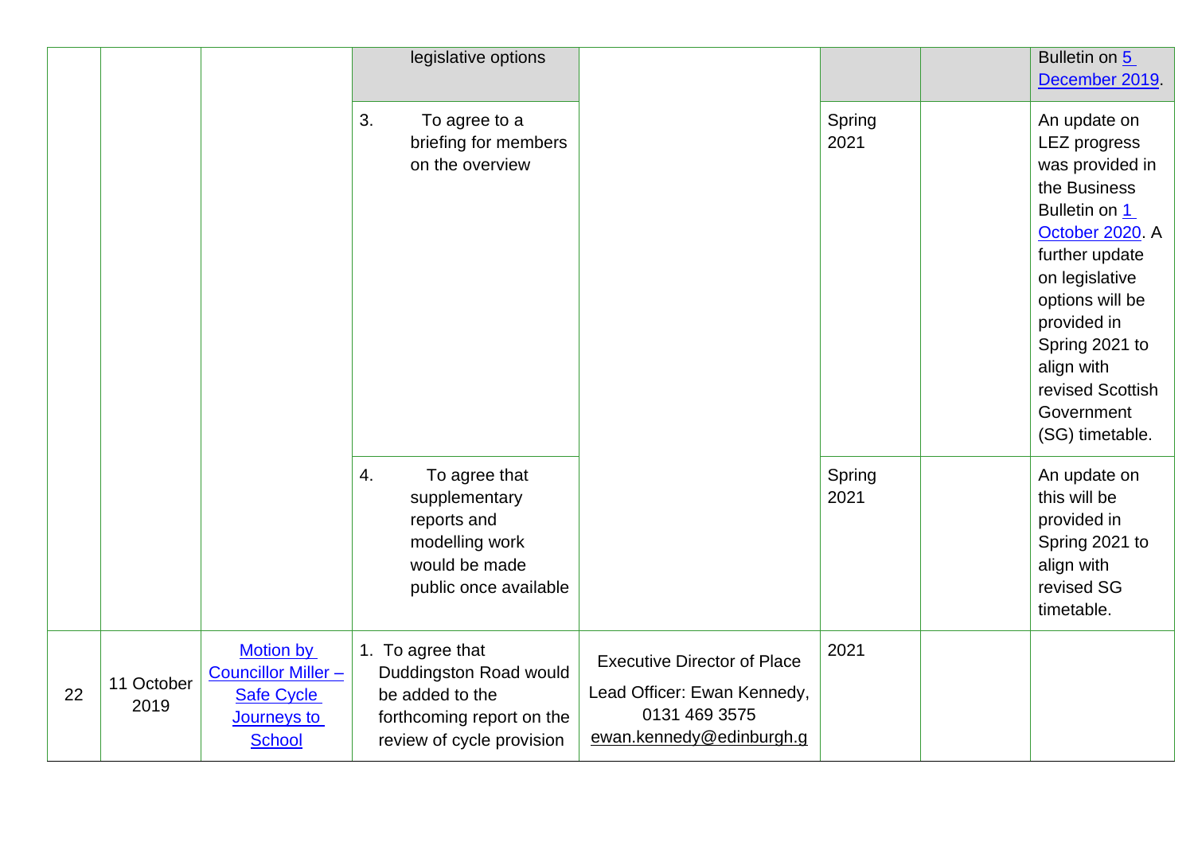|  |  |  | legislative options |  |  |  | Bulletin on [5 December 2019]. |
|---|---|---|---|---|---|---|---|
|  |  |  | 3. To agree to a briefing for members on the overview |  | Spring 2021 |  | An update on LEZ progress was provided in the Business Bulletin on [1 October 2020]. A further update on legislative options will be provided in Spring 2021 to align with revised Scottish Government (SG) timetable. |
|  |  |  | 4. To agree that supplementary reports and modelling work would be made public once available |  | Spring 2021 |  | An update on this will be provided in Spring 2021 to align with revised SG timetable. |
| 22 | 11 October 2019 | [Motion by Councillor Miller – Safe Cycle Journeys to School] | 1. To agree that Duddingston Road would be added to the forthcoming report on the review of cycle provision | Executive Director of Place<br>Lead Officer: Ewan Kennedy, 0131 469 3575 ewan.kennedy@edinburgh.g | 2021 |  |  |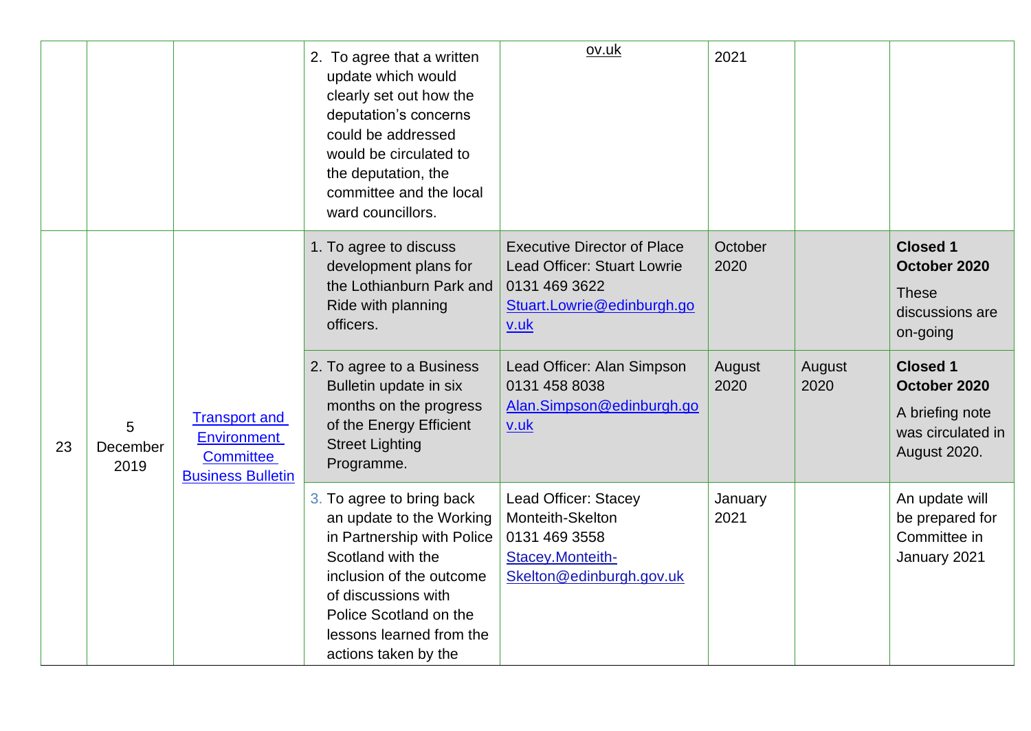| | | | | | | | |
|---|---|---|---|---|---|---|---|
| | | | 2. To agree that a written update which would clearly set out how the deputation's concerns could be addressed would be circulated to the deputation, the committee and the local ward councillors. | ov.uk | 2021 | | |
| 23 | 5 December 2019 | Transport and Environment Committee Business Bulletin | 1. To agree to discuss development plans for the Lothianburn Park and Ride with planning officers. | Executive Director of Place<br>Lead Officer: Stuart Lowrie<br>0131 469 3622<br>Stuart.Lowrie@edinburgh.gov.uk | October 2020 | | **Closed 1 October 2020**<br>These discussions are on-going |
| | | | 2. To agree to a Business Bulletin update in six months on the progress of the Energy Efficient Street Lighting Programme. | Lead Officer: Alan Simpson<br>0131 458 8038<br>Alan.Simpson@edinburgh.gov.uk | August 2020 | August 2020 | **Closed 1 October 2020**<br>A briefing note was circulated in August 2020. |
| | | | 3. To agree to bring back an update to the Working in Partnership with Police Scotland with the inclusion of the outcome of discussions with Police Scotland on the lessons learned from the actions taken by the | Lead Officer: Stacey Monteith-Skelton<br>0131 469 3558<br>Stacey.Monteith-Skelton@edinburgh.gov.uk | January 2021 | | An update will be prepared for Committee in January 2021 |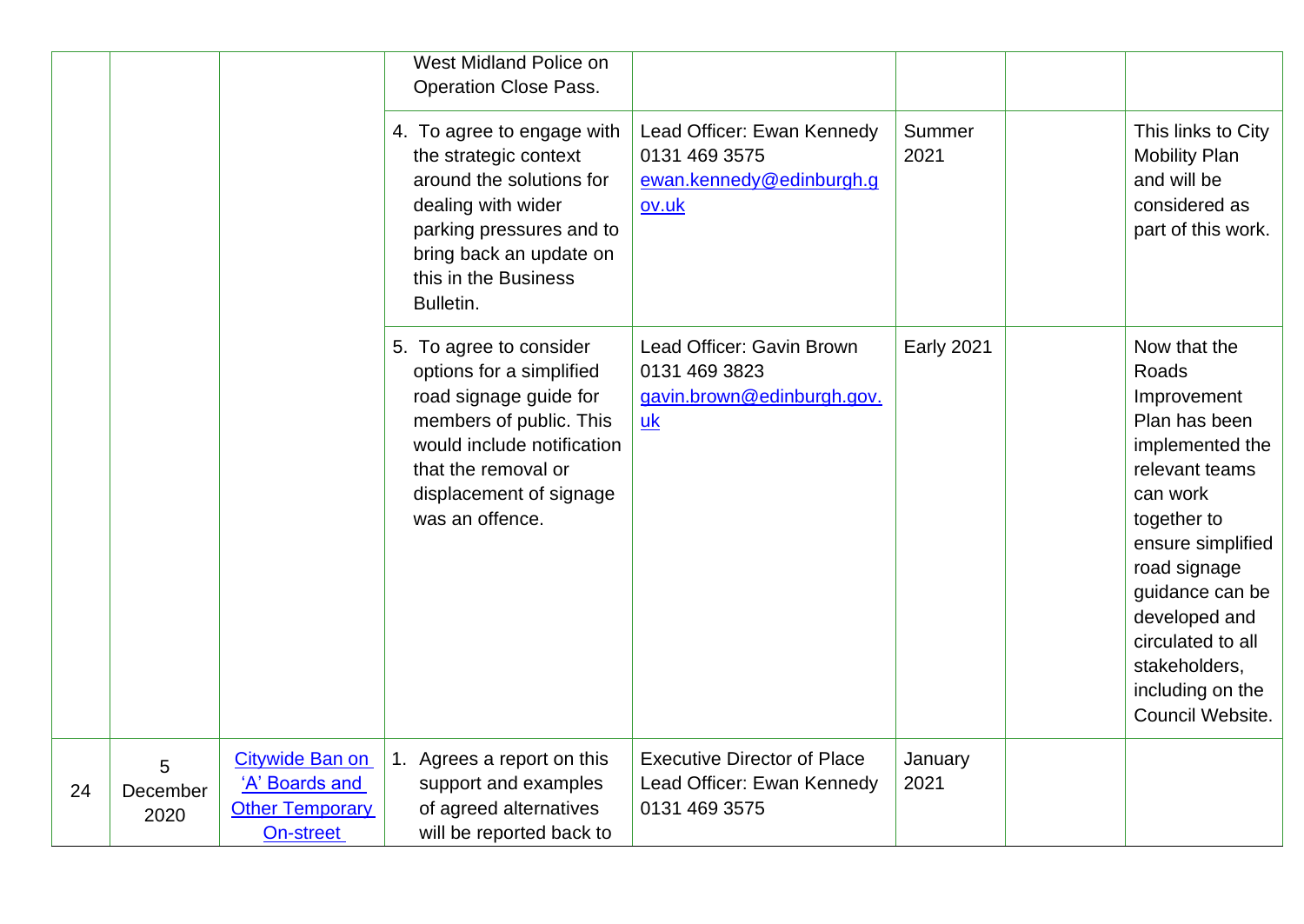|  |  |  |  |  |  |  |  |
|---|---|---|---|---|---|---|---|
|  |  |  | West Midland Police on Operation Close Pass. |  |  |  |  |
|  |  |  | 4. To agree to engage with the strategic context around the solutions for dealing with wider parking pressures and to bring back an update on this in the Business Bulletin. | Lead Officer: Ewan Kennedy 0131 469 3575 [ewan.kennedy@edinburgh.gov.uk](mailto:ewan.kennedy@edinburgh.gov.uk) | Summer 2021 |  | This links to City Mobility Plan and will be considered as part of this work. |
|  |  |  | 5. To agree to consider options for a simplified road signage guide for members of public. This would include notification that the removal or displacement of signage was an offence. | Lead Officer: Gavin Brown 0131 469 3823 [gavin.brown@edinburgh.gov.uk](mailto:gavin.brown@edinburgh.gov.uk) | Early 2021 |  | Now that the Roads Improvement Plan has been implemented the relevant teams can work together to ensure simplified road signage guidance can be developed and circulated to all stakeholders, including on the Council Website. |
| 24 | 5 December 2020 | Citywide Ban on 'A' Boards and Other Temporary On-street | 1. Agrees a report on this support and examples of agreed alternatives will be reported back to | Executive Director of Place Lead Officer: Ewan Kennedy 0131 469 3575 | January 2021 |  |  |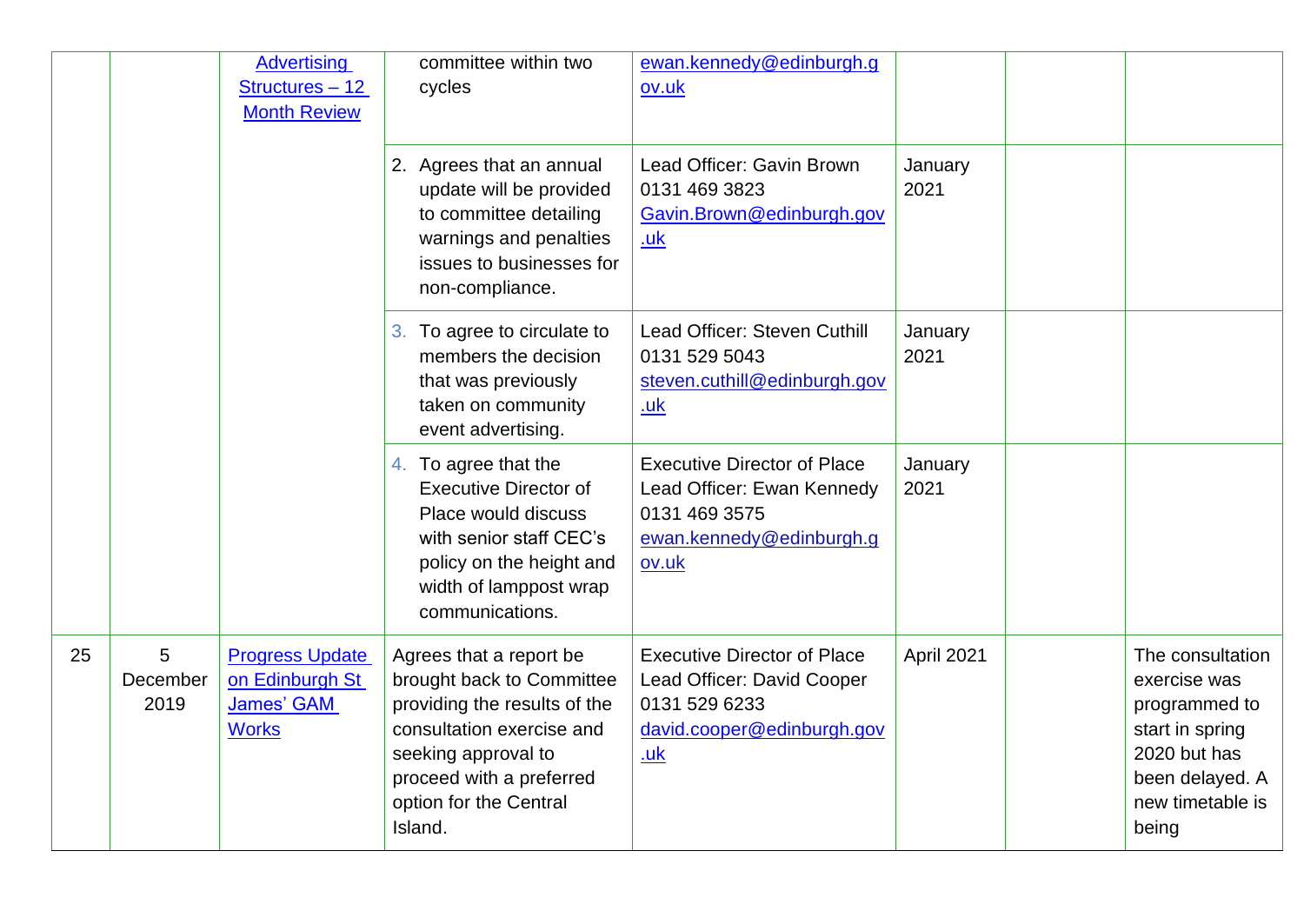|  |  |  |  |  |  |  |  |
|---|---|---|---|---|---|---|---|
|  |  | Advertising Structures – 12 Month Review | committee within two cycles | ewan.kennedy@edinburgh.gov.uk |  |  |  |
|  |  |  | 2. Agrees that an annual update will be provided to committee detailing warnings and penalties issues to businesses for non-compliance. | Lead Officer: Gavin Brown 0131 469 3823 Gavin.Brown@edinburgh.gov.uk | January 2021 |  |  |
|  |  |  | 3. To agree to circulate to members the decision that was previously taken on community event advertising. | Lead Officer: Steven Cuthill 0131 529 5043 steven.cuthill@edinburgh.gov.uk | January 2021 |  |  |
|  |  |  | 4. To agree that the Executive Director of Place would discuss with senior staff CEC's policy on the height and width of lamppost wrap communications. | Executive Director of Place Lead Officer: Ewan Kennedy 0131 469 3575 ewan.kennedy@edinburgh.gov.uk | January 2021 |  |  |
| 25 | 5 December 2019 | Progress Update on Edinburgh St James' GAM Works | Agrees that a report be brought back to Committee providing the results of the consultation exercise and seeking approval to proceed with a preferred option for the Central Island. | Executive Director of Place Lead Officer: David Cooper 0131 529 6233 david.cooper@edinburgh.gov.uk | April 2021 |  | The consultation exercise was programmed to start in spring 2020 but has been delayed. A new timetable is being |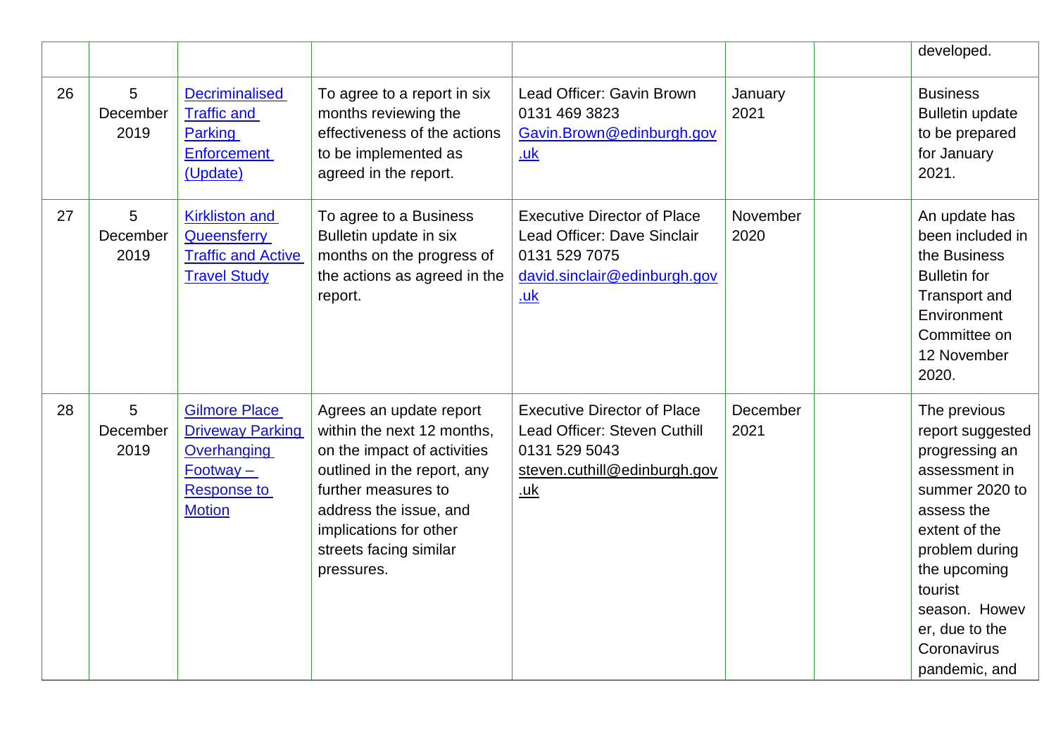| | | | | | | | |
|---|---|---|---|---|---|---|---|
| | | | | | | | developed. |
| 26 | 5 December 2019 | Decriminalised Traffic and Parking Enforcement (Update) | To agree to a report in six months reviewing the effectiveness of the actions to be implemented as agreed in the report. | Lead Officer: Gavin Brown 0131 469 3823 Gavin.Brown@edinburgh.gov.uk | January 2021 | | Business Bulletin update to be prepared for January 2021. |
| 27 | 5 December 2019 | Kirkliston and Queensferry Traffic and Active Travel Study | To agree to a Business Bulletin update in six months on the progress of the actions as agreed in the report. | Executive Director of Place Lead Officer: Dave Sinclair 0131 529 7075 david.sinclair@edinburgh.gov.uk | November 2020 | | An update has been included in the Business Bulletin for Transport and Environment Committee on 12 November 2020. |
| 28 | 5 December 2019 | Gilmore Place Driveway Parking Overhanging Footway – Response to Motion | Agrees an update report within the next 12 months, on the impact of activities outlined in the report, any further measures to address the issue, and implications for other streets facing similar pressures. | Executive Director of Place Lead Officer: Steven Cuthill 0131 529 5043 steven.cuthill@edinburgh.gov.uk | December 2021 | | The previous report suggested progressing an assessment in summer 2020 to assess the extent of the problem during the upcoming tourist season. However, due to the Coronavirus pandemic, and |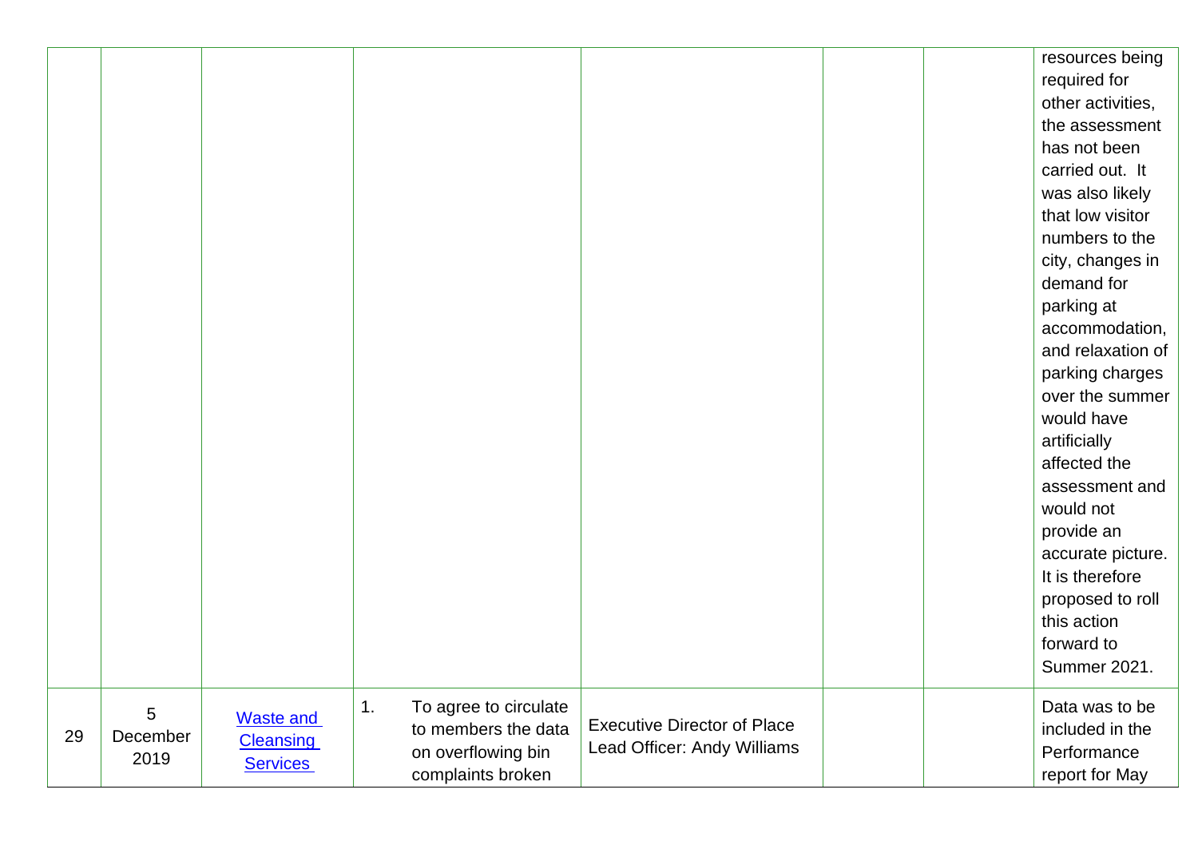| | | | | | | | |
|---|---|---|---|---|---|---|---|
| | | | | | | | resources being required for other activities, the assessment has not been carried out. It was also likely that low visitor numbers to the city, changes in demand for parking at accommodation, and relaxation of parking charges over the summer would have artificially affected the assessment and would not provide an accurate picture. It is therefore proposed to roll this action forward to Summer 2021. |
| 29 | 5 December 2019 | Waste and Cleansing Services | 1. To agree to circulate to members the data on overflowing bin complaints broken | Executive Director of Place<br>Lead Officer: Andy Williams | | | Data was to be included in the Performance report for May |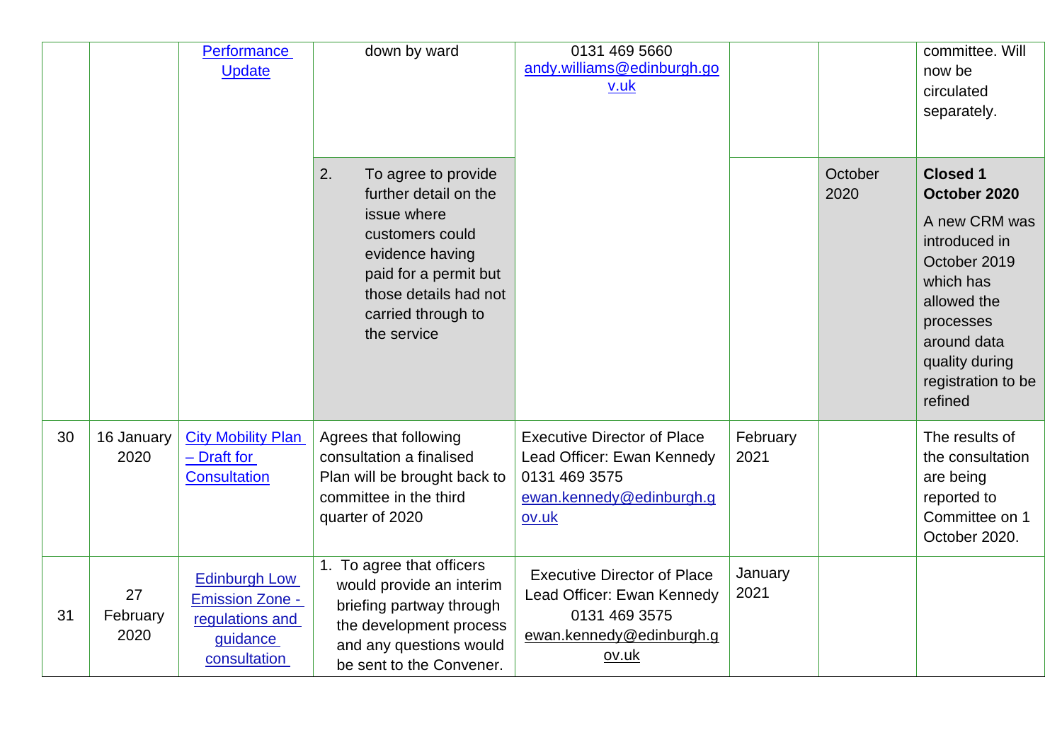| | | | | | | | |
|---|---|---|---|---|---|---|---|
| | | Performance Update | down by ward | 0131 469 5660<br>andy.williams@edinburgh.gov.uk | | | committee. Will now be circulated separately. |
| | | | 2. To agree to provide further detail on the issue where customers could evidence having paid for a permit but those details had not carried through to the service | | | October 2020 | **Closed 1 October 2020**<br>A new CRM was introduced in October 2019 which has allowed the processes around data quality during registration to be refined |
| 30 | 16 January 2020 | City Mobility Plan – Draft for Consultation | Agrees that following consultation a finalised Plan will be brought back to committee in the third quarter of 2020 | Executive Director of Place<br>Lead Officer: Ewan Kennedy<br>0131 469 3575<br>ewan.kennedy@edinburgh.gov.uk | February 2021 | | The results of the consultation are being reported to Committee on 1 October 2020. |
| 31 | 27 February 2020 | Edinburgh Low Emission Zone - regulations and guidance consultation | 1. To agree that officers would provide an interim briefing partway through the development process and any questions would be sent to the Convener. | Executive Director of Place<br>Lead Officer: Ewan Kennedy<br>0131 469 3575<br>ewan.kennedy@edinburgh.gov.uk | January 2021 | | |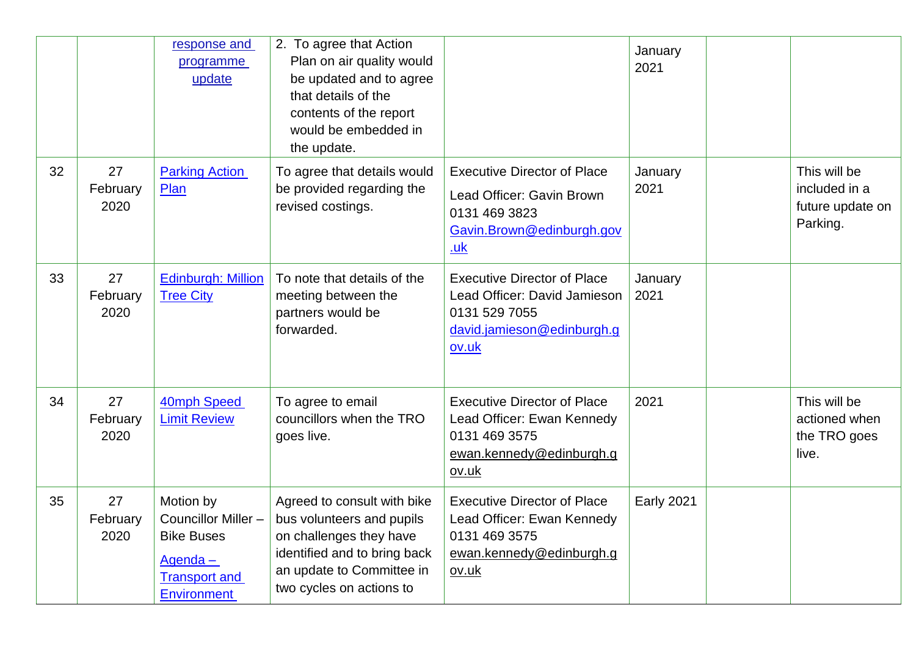| | | | | | | | |
|---|---|---|---|---|---|---|---|
| | | response and programme update | 2. To agree that Action Plan on air quality would be updated and to agree that details of the contents of the report would be embedded in the update. | | January 2021 | | |
| 32 | 27 February 2020 | Parking Action Plan | To agree that details would be provided regarding the revised costings. | Executive Director of Place<br>Lead Officer: Gavin Brown 0131 469 3823 Gavin.Brown@edinburgh.gov.uk | January 2021 | | This will be included in a future update on Parking. |
| 33 | 27 February 2020 | Edinburgh: Million Tree City | To note that details of the meeting between the partners would be forwarded. | Executive Director of Place Lead Officer: David Jamieson 0131 529 7055 david.jamieson@edinburgh.gov.uk | January 2021 | | |
| 34 | 27 February 2020 | 40mph Speed Limit Review | To agree to email councillors when the TRO goes live. | Executive Director of Place Lead Officer: Ewan Kennedy 0131 469 3575 ewan.kennedy@edinburgh.gov.uk | 2021 | | This will be actioned when the TRO goes live. |
| 35 | 27 February 2020 | Motion by Councillor Miller – Bike Buses<br>Agenda – Transport and Environment | Agreed to consult with bike bus volunteers and pupils on challenges they have identified and to bring back an update to Committee in two cycles on actions to | Executive Director of Place Lead Officer: Ewan Kennedy 0131 469 3575 ewan.kennedy@edinburgh.gov.uk | Early 2021 | | |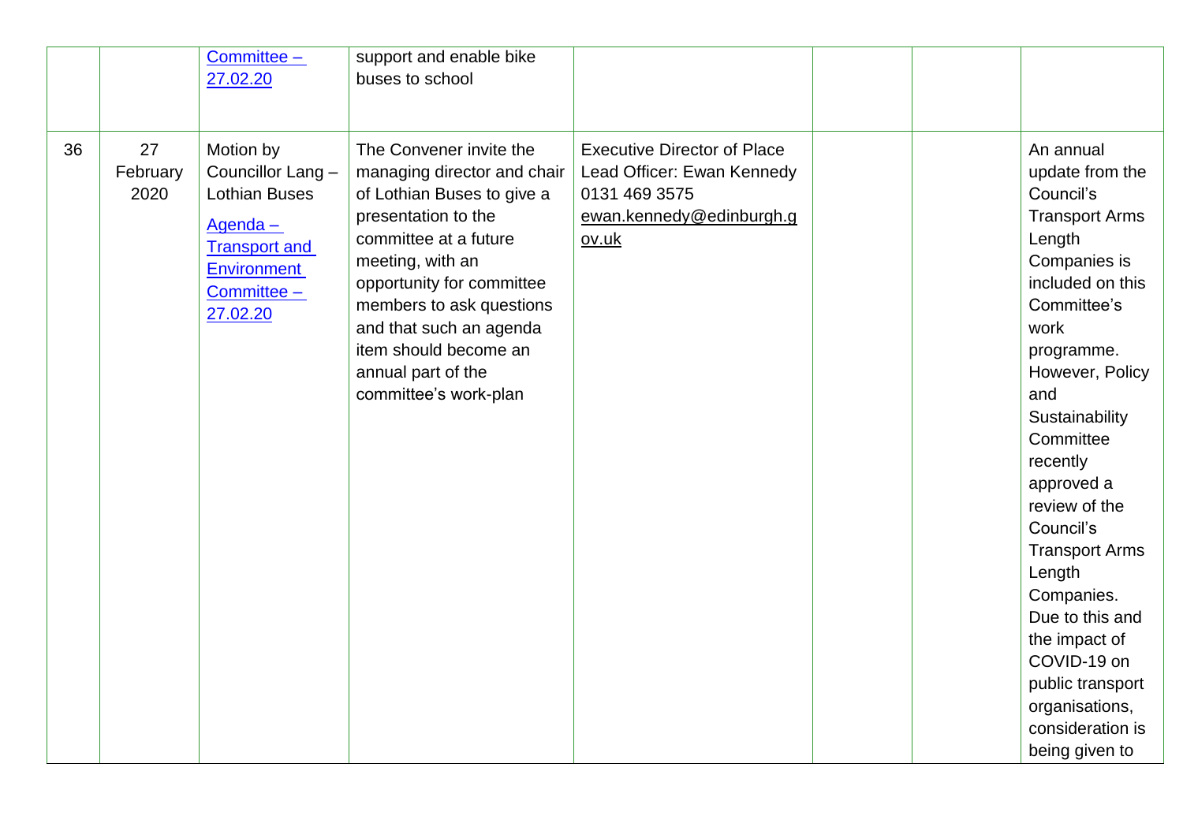| | | | | | | | |
|---|---|---|---|---|---|---|---|
| | | Committee – 27.02.20 | support and enable bike buses to school | | | | |
| 36 | 27 February 2020 | Motion by Councillor Lang – Lothian Buses<br><br>Agenda – Transport and Environment Committee – 27.02.20 | The Convener invite the managing director and chair of Lothian Buses to give a presentation to the committee at a future meeting, with an opportunity for committee members to ask questions and that such an agenda item should become an annual part of the committee's work-plan | Executive Director of Place<br>Lead Officer: Ewan Kennedy<br>0131 469 3575<br>ewan.kennedy@edinburgh.gov.uk | | | An annual update from the Council's Transport Arms Length Companies is included on this Committee's work programme. However, Policy and Sustainability Committee recently approved a review of the Council's Transport Arms Length Companies. Due to this and the impact of COVID-19 on public transport organisations, consideration is being given to |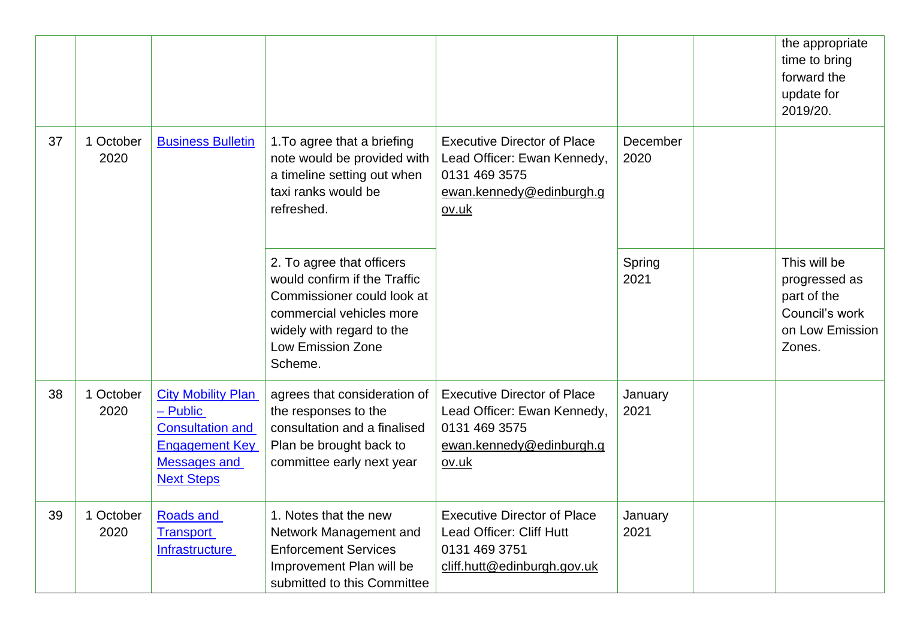|  |  |  |  |  |  |  |  |
|---|---|---|---|---|---|---|---|
|  |  |  |  |  |  |  | the appropriate time to bring forward the update for 2019/20. |
| 37 | 1 October 2020 | Business Bulletin | 1.To agree that a briefing note would be provided with a timeline setting out when taxi ranks would be refreshed. | Executive Director of Place Lead Officer: Ewan Kennedy, 0131 469 3575 ewan.kennedy@edinburgh.gov.uk | December 2020 |  |  |
|  |  |  | 2. To agree that officers would confirm if the Traffic Commissioner could look at commercial vehicles more widely with regard to the Low Emission Zone Scheme. |  | Spring 2021 |  | This will be progressed as part of the Council's work on Low Emission Zones. |
| 38 | 1 October 2020 | City Mobility Plan – Public Consultation and Engagement Key Messages and Next Steps | agrees that consideration of the responses to the consultation and a finalised Plan be brought back to committee early next year | Executive Director of Place Lead Officer: Ewan Kennedy, 0131 469 3575 ewan.kennedy@edinburgh.gov.uk | January 2021 |  |  |
| 39 | 1 October 2020 | Roads and Transport Infrastructure | 1. Notes that the new Network Management and Enforcement Services Improvement Plan will be submitted to this Committee | Executive Director of Place Lead Officer: Cliff Hutt 0131 469 3751 cliff.hutt@edinburgh.gov.uk | January 2021 |  |  |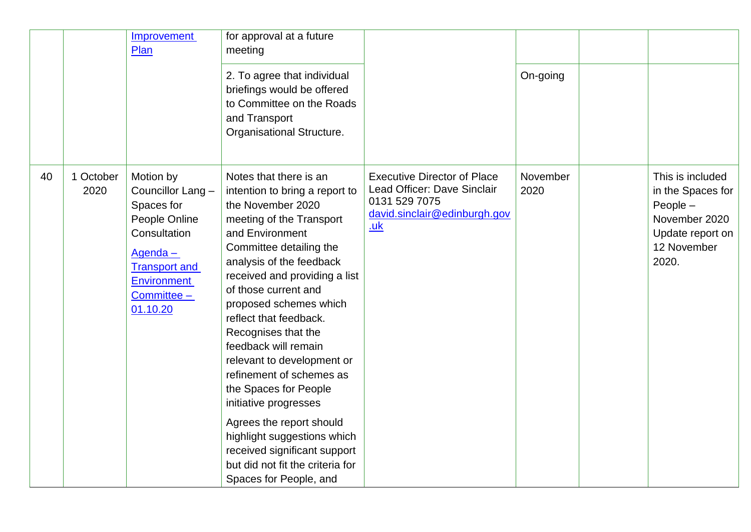| | | | | | | | |
|---|---|---|---|---|---|---|---|
| | | Improvement Plan | for approval at a future meeting | | | | |
| | | | 2. To agree that individual briefings would be offered to Committee on the Roads and Transport Organisational Structure. | | On-going | | |
| 40 | 1 October 2020 | Motion by Councillor Lang – Spaces for People Online Consultation<br><br>Agenda – Transport and Environment Committee – 01.10.20 | Notes that there is an intention to bring a report to the November 2020 meeting of the Transport and Environment Committee detailing the analysis of the feedback received and providing a list of those current and proposed schemes which reflect that feedback. Recognises that the feedback will remain relevant to development or refinement of schemes as the Spaces for People initiative progresses<br><br>Agrees the report should highlight suggestions which received significant support but did not fit the criteria for Spaces for People, and | Executive Director of Place<br>Lead Officer: Dave Sinclair<br>0131 529 7075<br>david.sinclair@edinburgh.gov.uk | November 2020 | | This is included in the Spaces for People – November 2020 Update report on 12 November 2020. |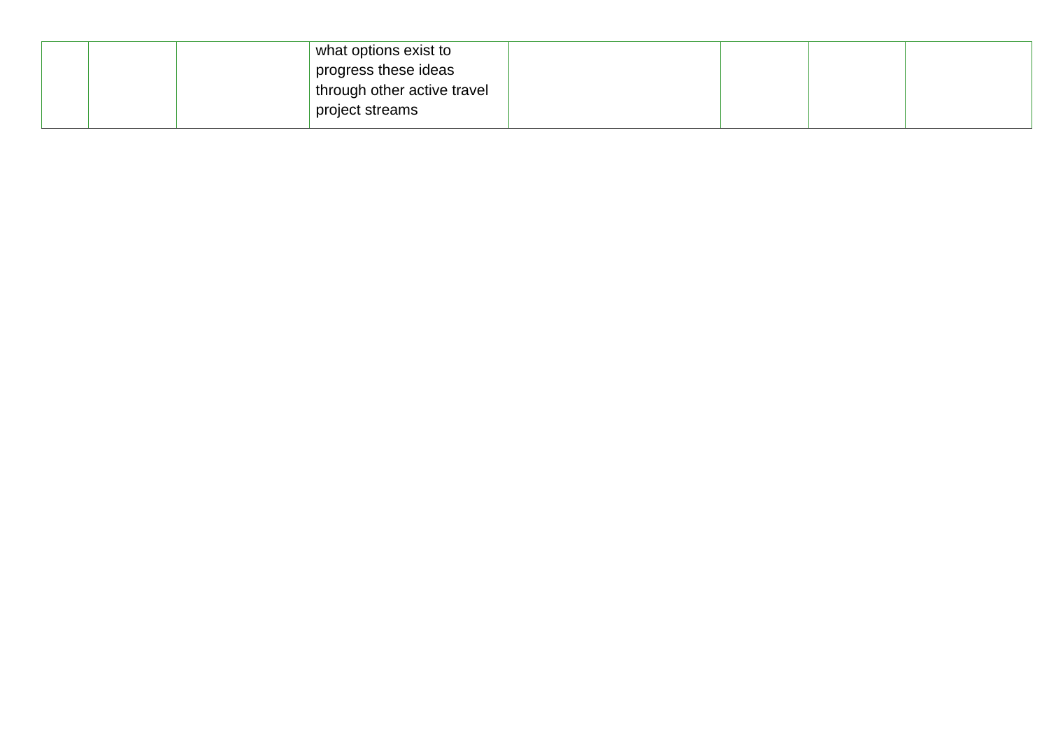| | | | | | | | |
|---|---|---|---|---|---|---|---|
| | | | what options exist to progress these ideas through other active travel project streams | | | | |